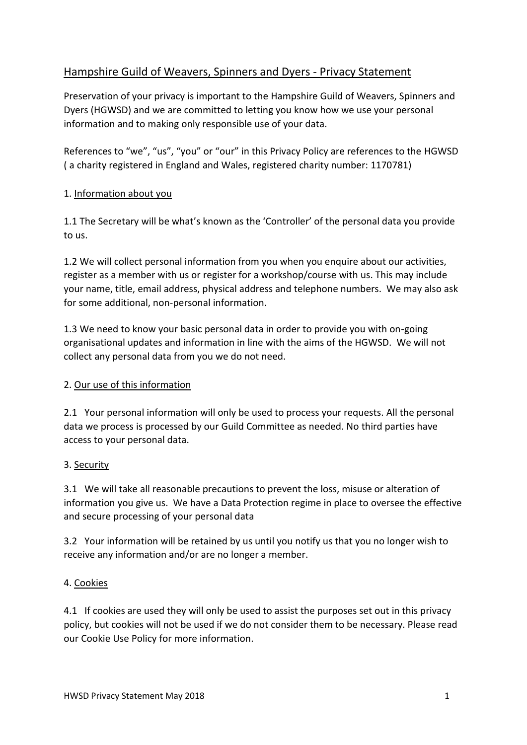# Hampshire Guild of Weavers, Spinners and Dyers - Privacy Statement

Preservation of your privacy is important to the Hampshire Guild of Weavers, Spinners and Dyers (HGWSD) and we are committed to letting you know how we use your personal information and to making only responsible use of your data.

References to "we", "us", "you" or "our" in this Privacy Policy are references to the HGWSD ( a charity registered in England and Wales, registered charity number: 1170781)

## 1. Information about you

1.1 The Secretary will be what's known as the 'Controller' of the personal data you provide to us.

1.2 We will collect personal information from you when you enquire about our activities, register as a member with us or register for a workshop/course with us. This may include your name, title, email address, physical address and telephone numbers. We may also ask for some additional, non-personal information.

1.3 We need to know your basic personal data in order to provide you with on-going organisational updates and information in line with the aims of the HGWSD. We will not collect any personal data from you we do not need.

## 2. Our use of this information

2.1 Your personal information will only be used to process your requests. All the personal data we process is processed by our Guild Committee as needed. No third parties have access to your personal data.

## 3. Security

3.1 We will take all reasonable precautions to prevent the loss, misuse or alteration of information you give us. We have a Data Protection regime in place to oversee the effective and secure processing of your personal data

3.2 Your information will be retained by us until you notify us that you no longer wish to receive any information and/or are no longer a member.

## 4. Cookies

4.1 If cookies are used they will only be used to assist the purposes set out in this privacy policy, but cookies will not be used if we do not consider them to be necessary. Please read our Cookie Use Policy for more information.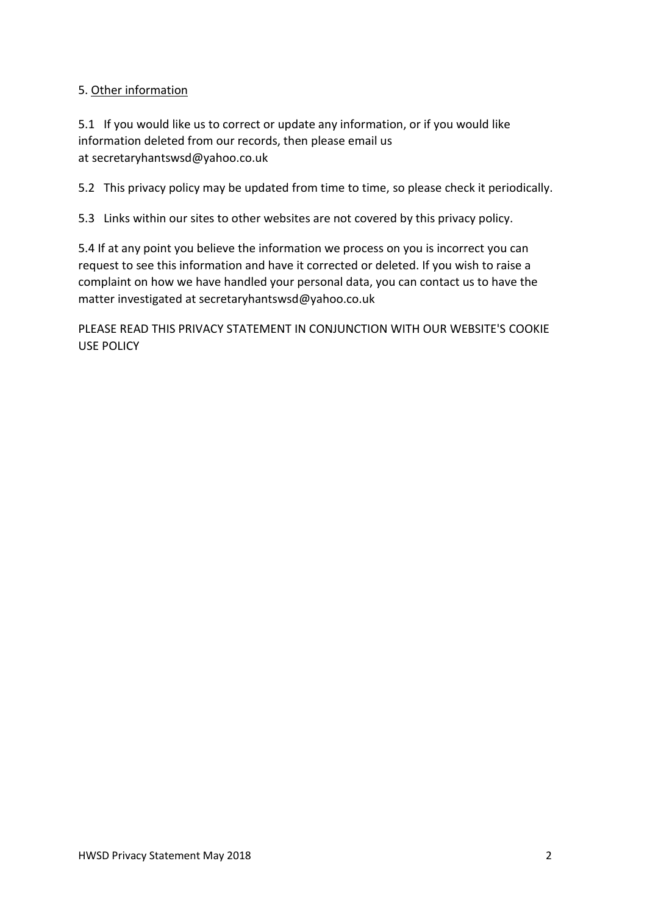## 5. Other information

5.1 If you would like us to correct or update any information, or if you would like information deleted from our records, then please email us at secretaryhantswsd@yahoo.co.uk

5.2 This privacy policy may be updated from time to time, so please check it periodically.

5.3 Links within our sites to other websites are not covered by this privacy policy.

5.4 If at any point you believe the information we process on you is incorrect you can request to see this information and have it corrected or deleted. If you wish to raise a complaint on how we have handled your personal data, you can contact us to have the matter investigated at secretaryhantswsd@yahoo.co.uk

PLEASE READ THIS PRIVACY STATEMENT IN CONJUNCTION WITH OUR WEBSITE'S COOKIE USE POLICY